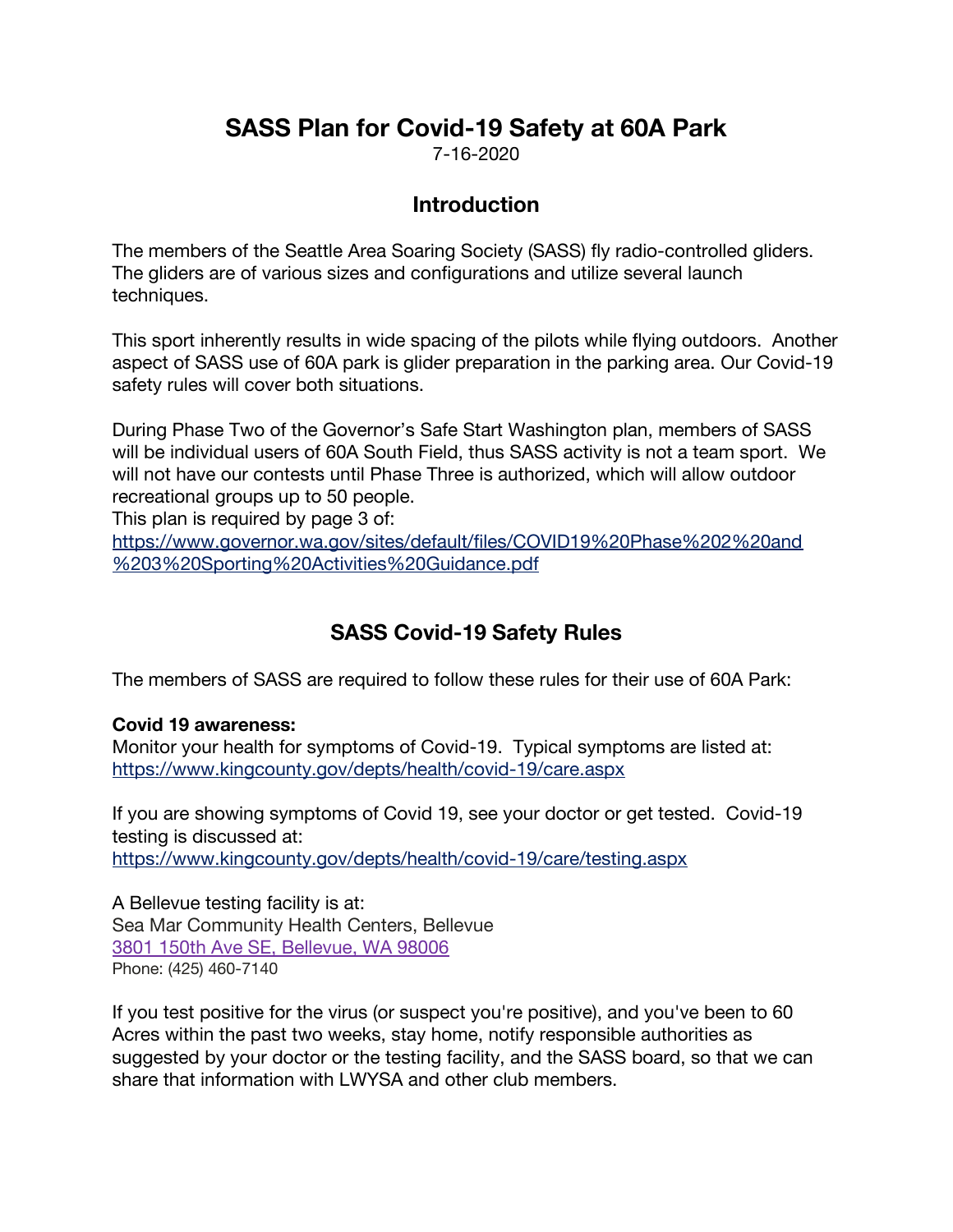# SASS Plan for Covid-19 Safety at 60A Park

7-16-2020

## Introduction

The members of the Seattle Area Soaring Society (SASS) fly radio-controlled gliders. The gliders are of various sizes and configurations and utilize several launch techniques.

This sport inherently results in wide spacing of the pilots while flying outdoors. Another aspect of SASS use of 60A park is glider preparation in the parking area. Our Covid-19 safety rules will cover both situations.

During Phase Two of the Governor's Safe Start Washington plan, members of SASS will be individual users of 60A South Field, thus SASS activity is not a team sport. We will not have our contests until Phase Three is authorized, which will allow outdoor recreational groups up to 50 people.

This plan is required by page 3 of:
https://www.governor.wa.gov/sites/default/files/COVID19%20Phase%202%20and%203%20Sporting%20Activities%20Guidance.pdf

## SASS Covid-19 Safety Rules

The members of SASS are required to follow these rules for their use of 60A Park:

**Covid 19 awareness:**
Monitor your health for symptoms of Covid-19. Typical symptoms are listed at:
https://www.kingcounty.gov/depts/health/covid-19/care.aspx

If you are showing symptoms of Covid 19, see your doctor or get tested. Covid-19 testing is discussed at:
https://www.kingcounty.gov/depts/health/covid-19/care/testing.aspx

A Bellevue testing facility is at:
Sea Mar Community Health Centers, Bellevue
3801 150th Ave SE, Bellevue, WA 98006
Phone: (425) 460-7140

If you test positive for the virus (or suspect you're positive), and you've been to 60 Acres within the past two weeks, stay home, notify responsible authorities as suggested by your doctor or the testing facility, and the SASS board, so that we can share that information with LWYSA and other club members.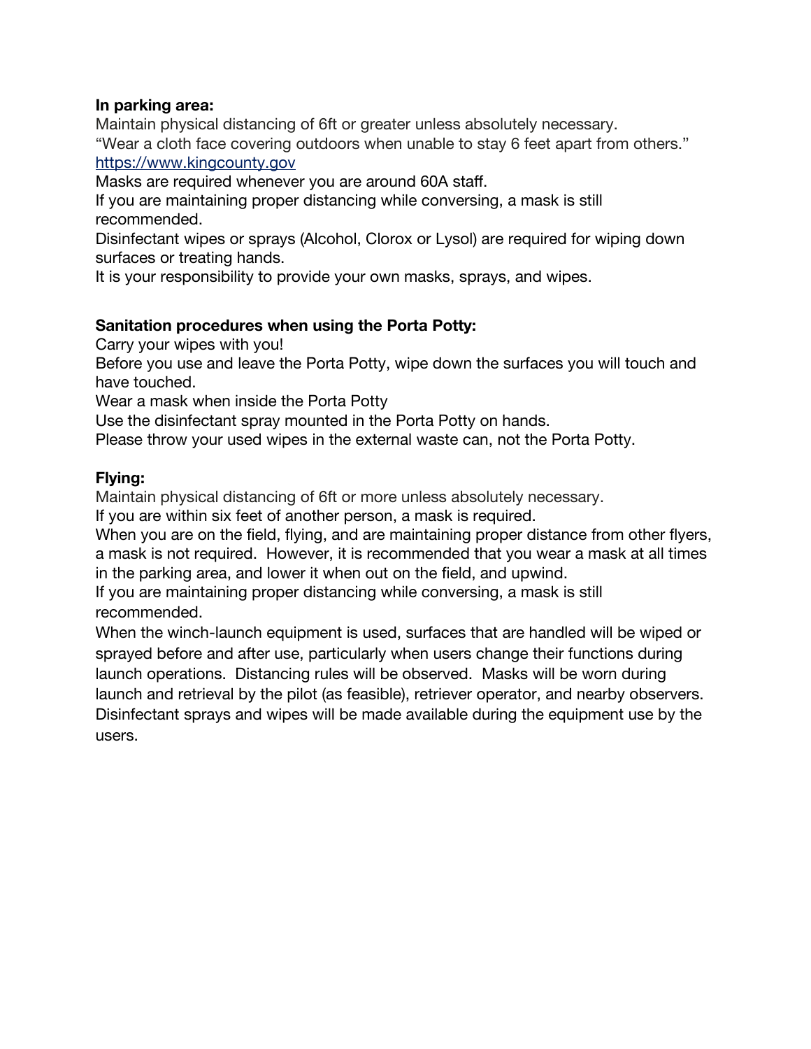**In parking area:**

Maintain physical distancing of 6ft or greater unless absolutely necessary.
"Wear a cloth face covering outdoors when unable to stay 6 feet apart from others." [https://www.kingcounty.gov](https://www.kingcounty.gov)
Masks are required whenever you are around 60A staff.
If you are maintaining proper distancing while conversing, a mask is still recommended.
Disinfectant wipes or sprays (Alcohol, Clorox or Lysol) are required for wiping down surfaces or treating hands.
It is your responsibility to provide your own masks, sprays, and wipes.

**Sanitation procedures when using the Porta Potty:**

Carry your wipes with you!
Before you use and leave the Porta Potty, wipe down the surfaces you will touch and have touched.
Wear a mask when inside the Porta Potty
Use the disinfectant spray mounted in the Porta Potty on hands.
Please throw your used wipes in the external waste can, not the Porta Potty.

**Flying:**

Maintain physical distancing of 6ft or more unless absolutely necessary.
If you are within six feet of another person, a mask is required.
When you are on the field, flying, and are maintaining proper distance from other flyers, a mask is not required. However, it is recommended that you wear a mask at all times in the parking area, and lower it when out on the field, and upwind.
If you are maintaining proper distancing while conversing, a mask is still recommended.
When the winch-launch equipment is used, surfaces that are handled will be wiped or sprayed before and after use, particularly when users change their functions during launch operations. Distancing rules will be observed. Masks will be worn during launch and retrieval by the pilot (as feasible), retriever operator, and nearby observers. Disinfectant sprays and wipes will be made available during the equipment use by the users.